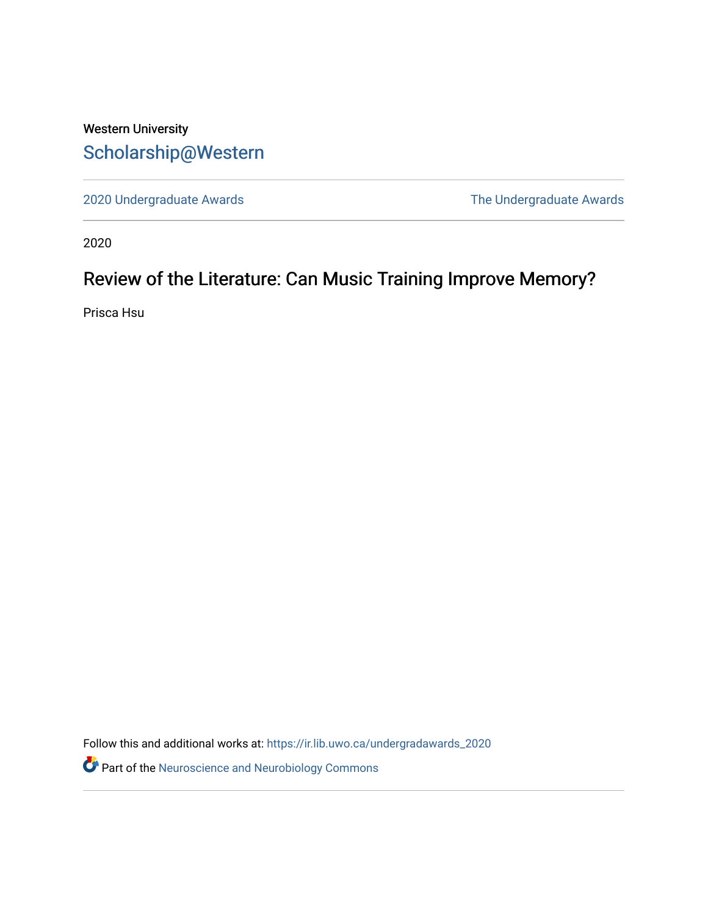Western University

# Scholarship@Western

2020 Undergraduate Awards

The Undergraduate Awards

2020

## Review of the Literature: Can Music Training Improve Memory?

Prisca Hsu

Follow this and additional works at: https://ir.lib.uwo.ca/undergradawards_2020

Part of the Neuroscience and Neurobiology Commons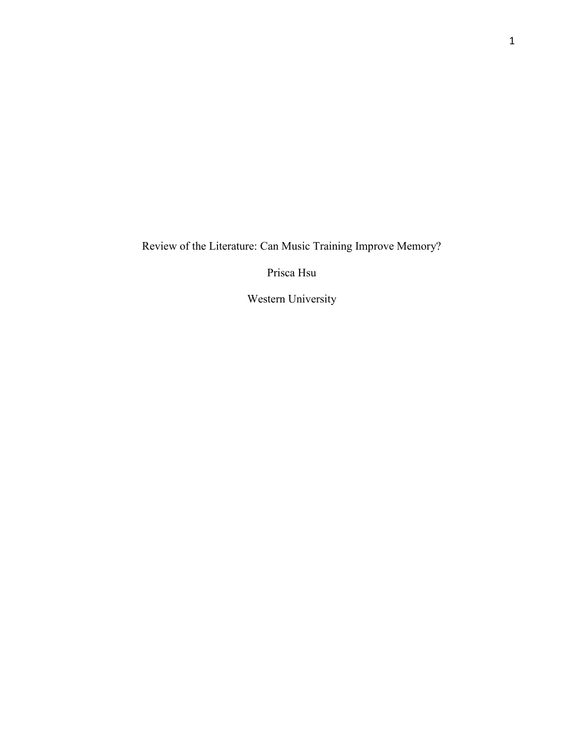# Review of the Literature: Can Music Training Improve Memory?

Prisca Hsu

Western University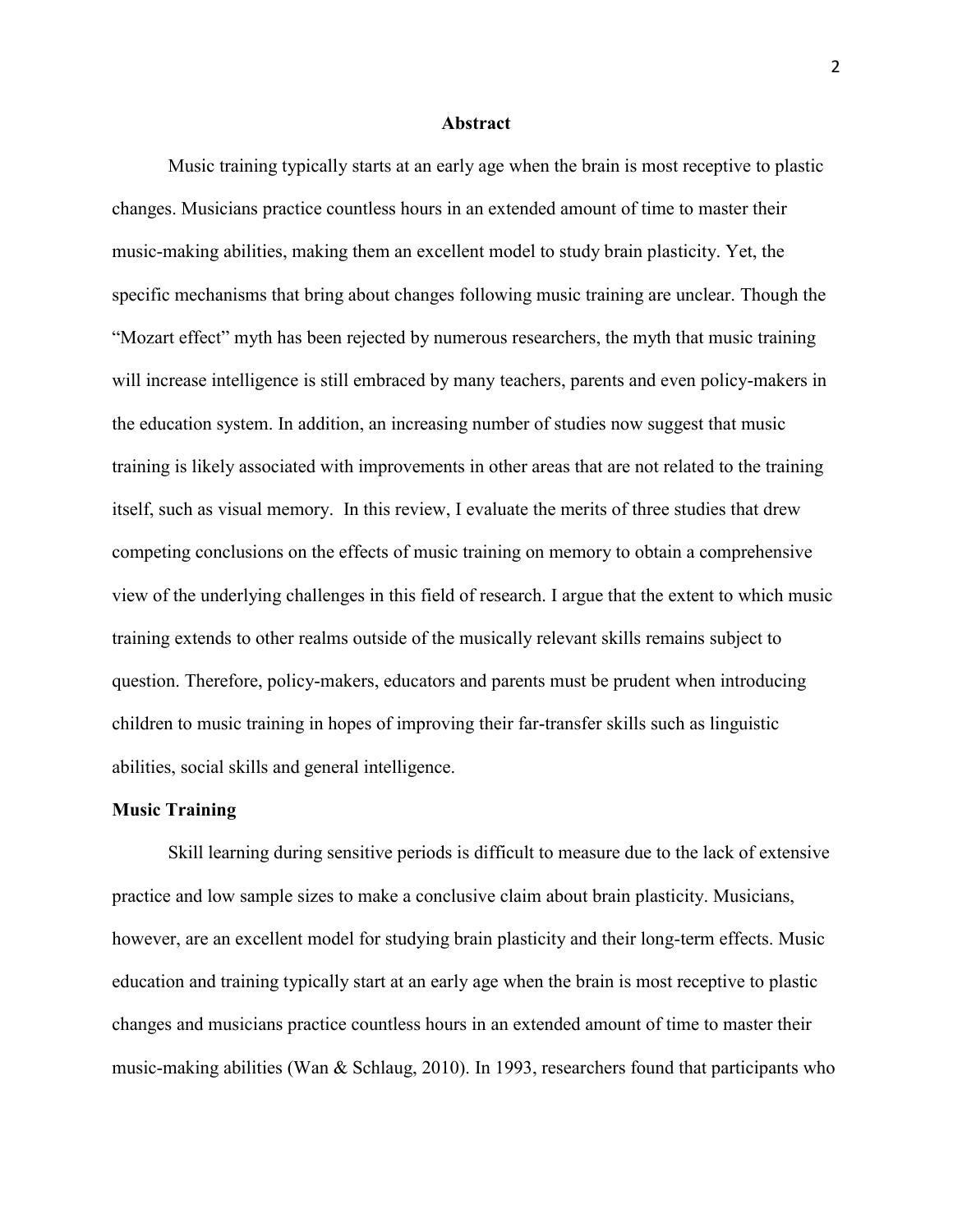## Abstract

Music training typically starts at an early age when the brain is most receptive to plastic changes. Musicians practice countless hours in an extended amount of time to master their music-making abilities, making them an excellent model to study brain plasticity. Yet, the specific mechanisms that bring about changes following music training are unclear. Though the "Mozart effect" myth has been rejected by numerous researchers, the myth that music training will increase intelligence is still embraced by many teachers, parents and even policy-makers in the education system. In addition, an increasing number of studies now suggest that music training is likely associated with improvements in other areas that are not related to the training itself, such as visual memory. In this review, I evaluate the merits of three studies that drew competing conclusions on the effects of music training on memory to obtain a comprehensive view of the underlying challenges in this field of research. I argue that the extent to which music training extends to other realms outside of the musically relevant skills remains subject to question. Therefore, policy-makers, educators and parents must be prudent when introducing children to music training in hopes of improving their far-transfer skills such as linguistic abilities, social skills and general intelligence.

### Music Training

Skill learning during sensitive periods is difficult to measure due to the lack of extensive practice and low sample sizes to make a conclusive claim about brain plasticity. Musicians, however, are an excellent model for studying brain plasticity and their long-term effects. Music education and training typically start at an early age when the brain is most receptive to plastic changes and musicians practice countless hours in an extended amount of time to master their music-making abilities (Wan & Schlaug, 2010). In 1993, researchers found that participants who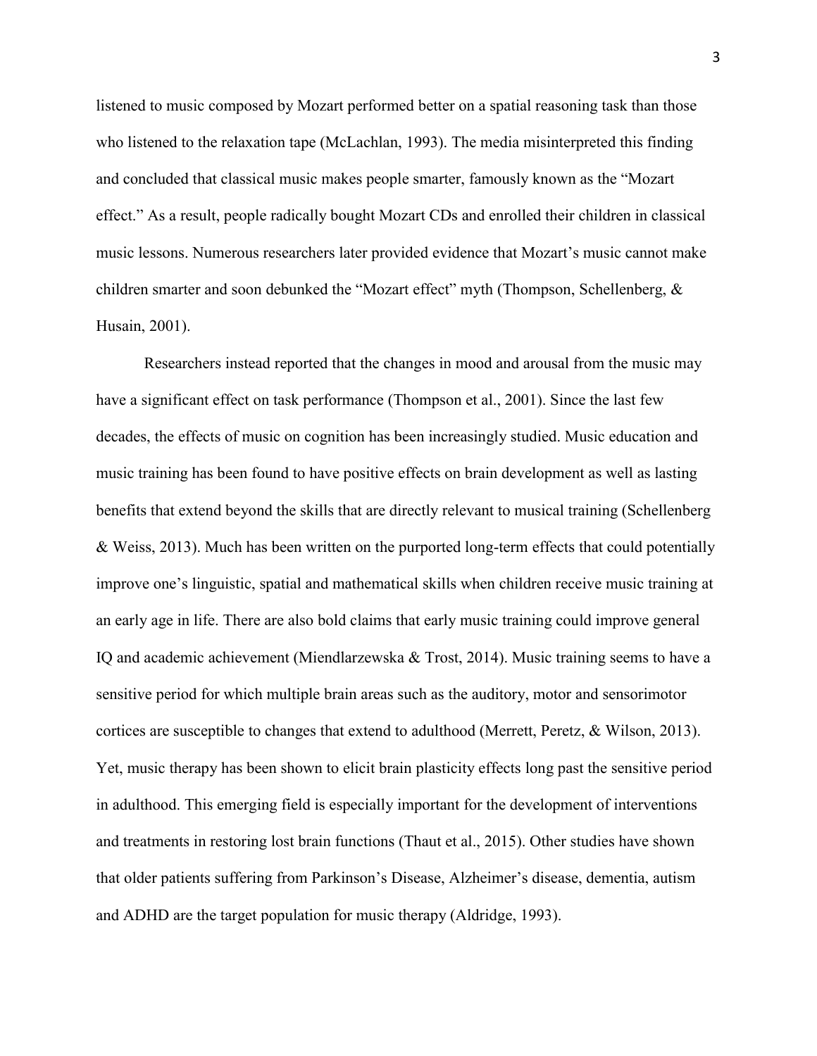listened to music composed by Mozart performed better on a spatial reasoning task than those who listened to the relaxation tape (McLachlan, 1993). The media misinterpreted this finding and concluded that classical music makes people smarter, famously known as the "Mozart effect." As a result, people radically bought Mozart CDs and enrolled their children in classical music lessons. Numerous researchers later provided evidence that Mozart's music cannot make children smarter and soon debunked the "Mozart effect" myth (Thompson, Schellenberg, & Husain, 2001).

Researchers instead reported that the changes in mood and arousal from the music may have a significant effect on task performance (Thompson et al., 2001). Since the last few decades, the effects of music on cognition has been increasingly studied. Music education and music training has been found to have positive effects on brain development as well as lasting benefits that extend beyond the skills that are directly relevant to musical training (Schellenberg & Weiss, 2013). Much has been written on the purported long-term effects that could potentially improve one's linguistic, spatial and mathematical skills when children receive music training at an early age in life. There are also bold claims that early music training could improve general IQ and academic achievement (Miendlarzewska & Trost, 2014). Music training seems to have a sensitive period for which multiple brain areas such as the auditory, motor and sensorimotor cortices are susceptible to changes that extend to adulthood (Merrett, Peretz, & Wilson, 2013). Yet, music therapy has been shown to elicit brain plasticity effects long past the sensitive period in adulthood. This emerging field is especially important for the development of interventions and treatments in restoring lost brain functions (Thaut et al., 2015). Other studies have shown that older patients suffering from Parkinson's Disease, Alzheimer's disease, dementia, autism and ADHD are the target population for music therapy (Aldridge, 1993).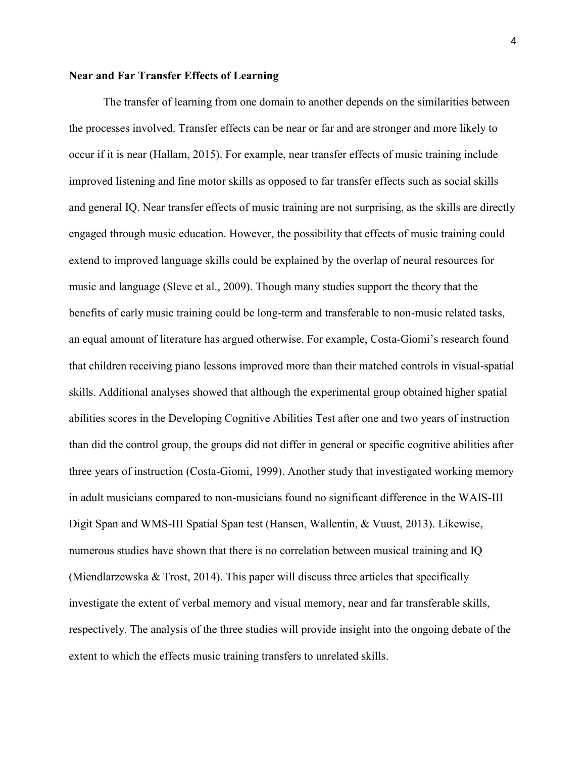**Near and Far Transfer Effects of Learning**

The transfer of learning from one domain to another depends on the similarities between the processes involved. Transfer effects can be near or far and are stronger and more likely to occur if it is near (Hallam, 2015). For example, near transfer effects of music training include improved listening and fine motor skills as opposed to far transfer effects such as social skills and general IQ. Near transfer effects of music training are not surprising, as the skills are directly engaged through music education. However, the possibility that effects of music training could extend to improved language skills could be explained by the overlap of neural resources for music and language (Slevc et al., 2009). Though many studies support the theory that the benefits of early music training could be long-term and transferable to non-music related tasks, an equal amount of literature has argued otherwise. For example, Costa-Giomi's research found that children receiving piano lessons improved more than their matched controls in visual-spatial skills. Additional analyses showed that although the experimental group obtained higher spatial abilities scores in the Developing Cognitive Abilities Test after one and two years of instruction than did the control group, the groups did not differ in general or specific cognitive abilities after three years of instruction (Costa-Giomi, 1999). Another study that investigated working memory in adult musicians compared to non-musicians found no significant difference in the WAIS-III Digit Span and WMS-III Spatial Span test (Hansen, Wallentin, & Vuust, 2013). Likewise, numerous studies have shown that there is no correlation between musical training and IQ (Miendlarzewska & Trost, 2014). This paper will discuss three articles that specifically investigate the extent of verbal memory and visual memory, near and far transferable skills, respectively. The analysis of the three studies will provide insight into the ongoing debate of the extent to which the effects music training transfers to unrelated skills.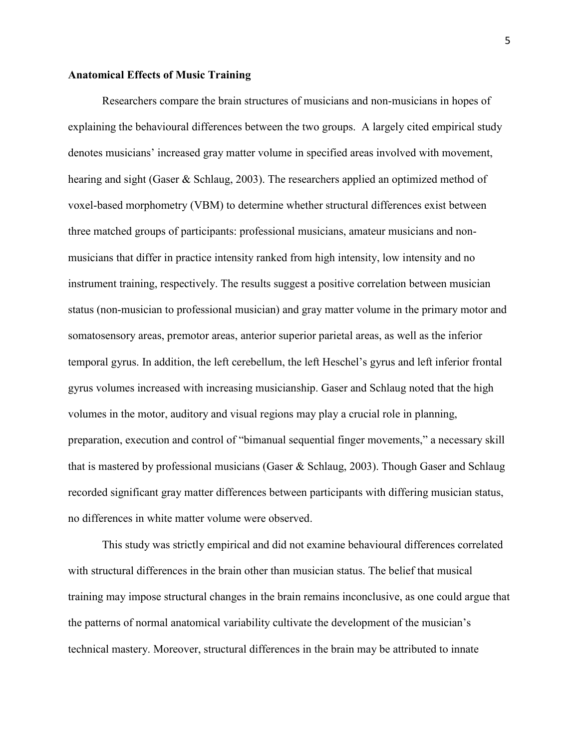**Anatomical Effects of Music Training**

Researchers compare the brain structures of musicians and non-musicians in hopes of explaining the behavioural differences between the two groups. A largely cited empirical study denotes musicians' increased gray matter volume in specified areas involved with movement, hearing and sight (Gaser & Schlaug, 2003). The researchers applied an optimized method of voxel-based morphometry (VBM) to determine whether structural differences exist between three matched groups of participants: professional musicians, amateur musicians and non-musicians that differ in practice intensity ranked from high intensity, low intensity and no instrument training, respectively. The results suggest a positive correlation between musician status (non-musician to professional musician) and gray matter volume in the primary motor and somatosensory areas, premotor areas, anterior superior parietal areas, as well as the inferior temporal gyrus. In addition, the left cerebellum, the left Heschel's gyrus and left inferior frontal gyrus volumes increased with increasing musicianship. Gaser and Schlaug noted that the high volumes in the motor, auditory and visual regions may play a crucial role in planning, preparation, execution and control of "bimanual sequential finger movements," a necessary skill that is mastered by professional musicians (Gaser & Schlaug, 2003). Though Gaser and Schlaug recorded significant gray matter differences between participants with differing musician status, no differences in white matter volume were observed.

This study was strictly empirical and did not examine behavioural differences correlated with structural differences in the brain other than musician status. The belief that musical training may impose structural changes in the brain remains inconclusive, as one could argue that the patterns of normal anatomical variability cultivate the development of the musician's technical mastery. Moreover, structural differences in the brain may be attributed to innate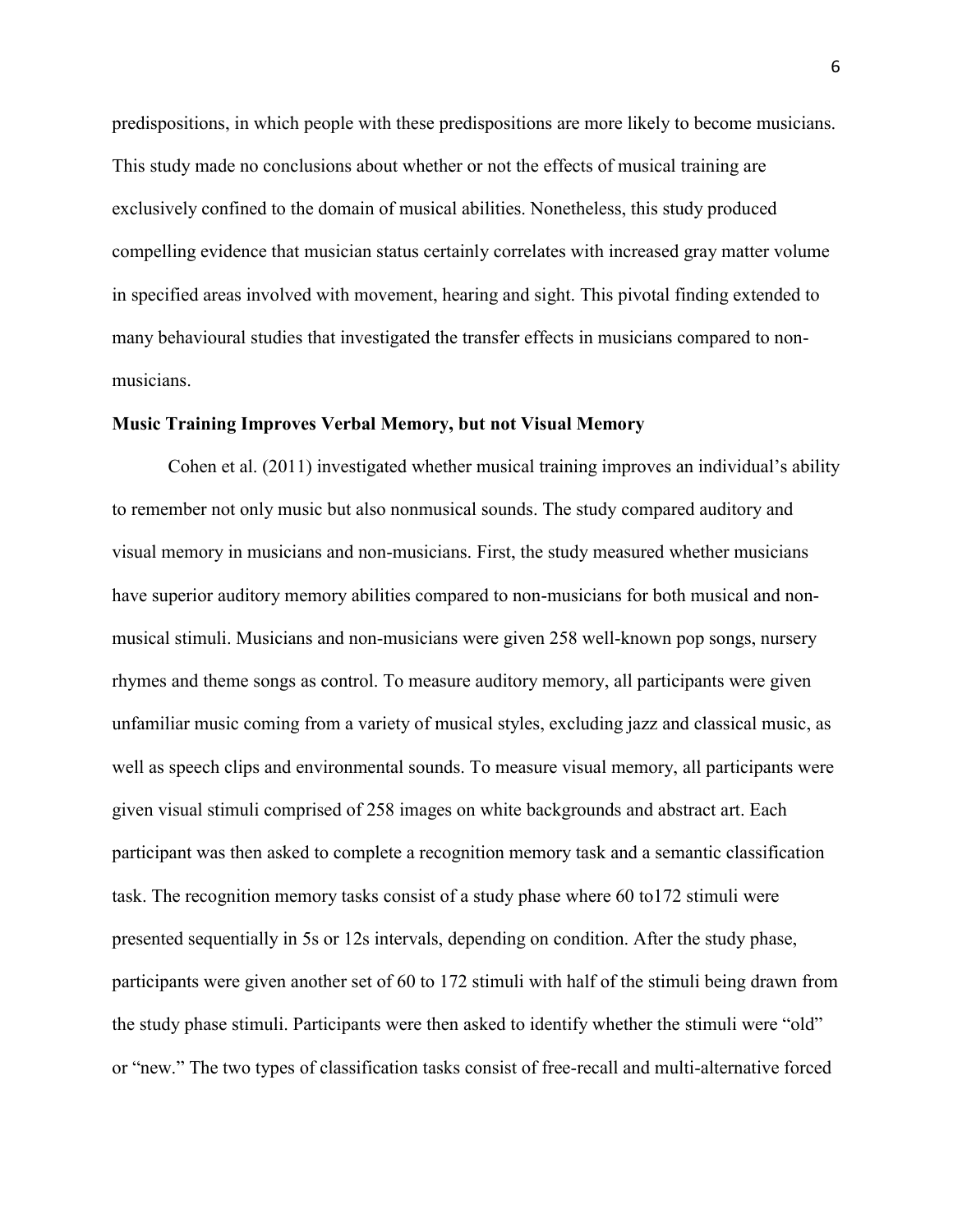predispositions, in which people with these predispositions are more likely to become musicians. This study made no conclusions about whether or not the effects of musical training are exclusively confined to the domain of musical abilities. Nonetheless, this study produced compelling evidence that musician status certainly correlates with increased gray matter volume in specified areas involved with movement, hearing and sight. This pivotal finding extended to many behavioural studies that investigated the transfer effects in musicians compared to non-musicians.

**Music Training Improves Verbal Memory, but not Visual Memory**

Cohen et al. (2011) investigated whether musical training improves an individual's ability to remember not only music but also nonmusical sounds. The study compared auditory and visual memory in musicians and non-musicians. First, the study measured whether musicians have superior auditory memory abilities compared to non-musicians for both musical and non-musical stimuli. Musicians and non-musicians were given 258 well-known pop songs, nursery rhymes and theme songs as control. To measure auditory memory, all participants were given unfamiliar music coming from a variety of musical styles, excluding jazz and classical music, as well as speech clips and environmental sounds. To measure visual memory, all participants were given visual stimuli comprised of 258 images on white backgrounds and abstract art. Each participant was then asked to complete a recognition memory task and a semantic classification task. The recognition memory tasks consist of a study phase where 60 to172 stimuli were presented sequentially in 5s or 12s intervals, depending on condition. After the study phase, participants were given another set of 60 to 172 stimuli with half of the stimuli being drawn from the study phase stimuli. Participants were then asked to identify whether the stimuli were "old" or "new." The two types of classification tasks consist of free-recall and multi-alternative forced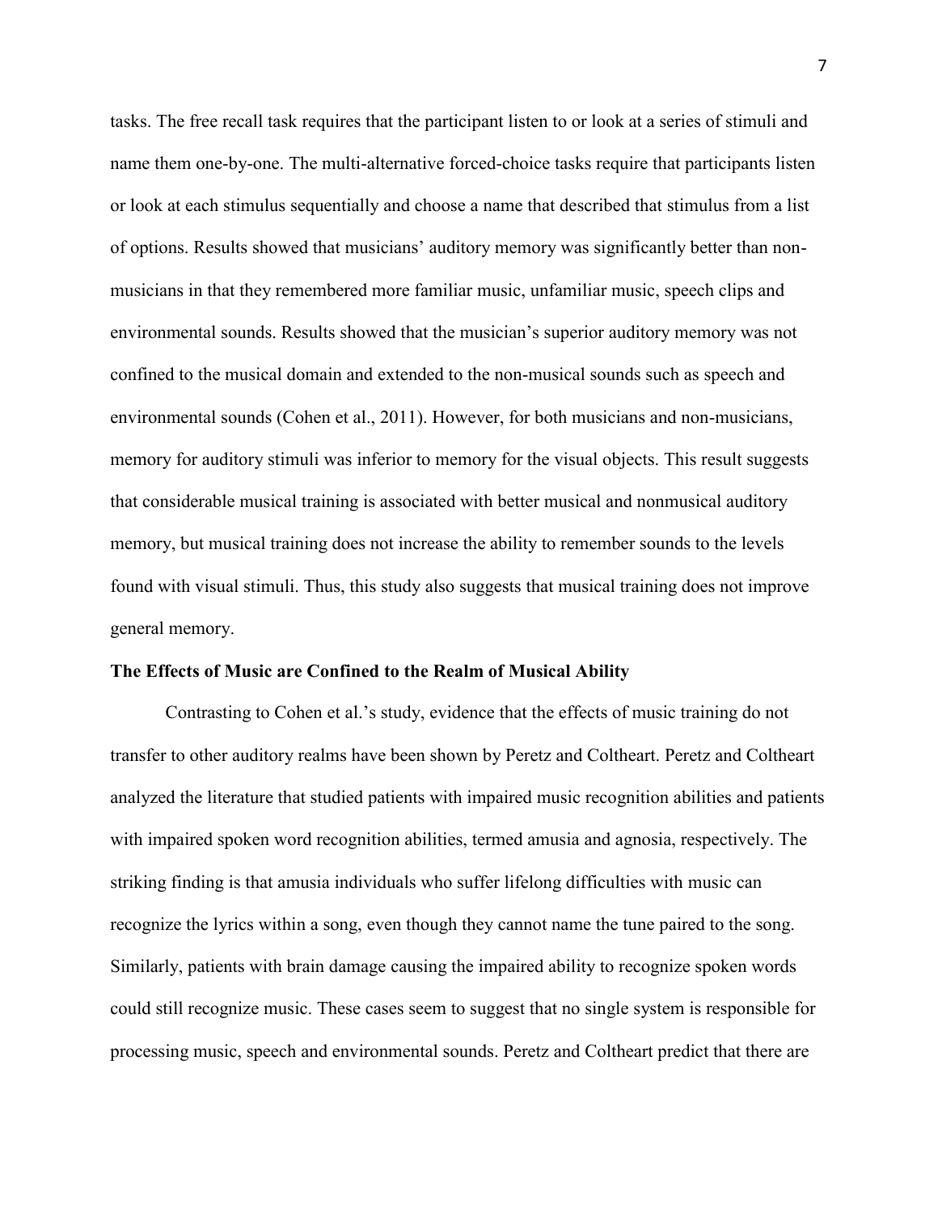tasks. The free recall task requires that the participant listen to or look at a series of stimuli and name them one-by-one. The multi-alternative forced-choice tasks require that participants listen or look at each stimulus sequentially and choose a name that described that stimulus from a list of options. Results showed that musicians' auditory memory was significantly better than non-musicians in that they remembered more familiar music, unfamiliar music, speech clips and environmental sounds. Results showed that the musician's superior auditory memory was not confined to the musical domain and extended to the non-musical sounds such as speech and environmental sounds (Cohen et al., 2011). However, for both musicians and non-musicians, memory for auditory stimuli was inferior to memory for the visual objects. This result suggests that considerable musical training is associated with better musical and nonmusical auditory memory, but musical training does not increase the ability to remember sounds to the levels found with visual stimuli. Thus, this study also suggests that musical training does not improve general memory.

**The Effects of Music are Confined to the Realm of Musical Ability**

Contrasting to Cohen et al.'s study, evidence that the effects of music training do not transfer to other auditory realms have been shown by Peretz and Coltheart. Peretz and Coltheart analyzed the literature that studied patients with impaired music recognition abilities and patients with impaired spoken word recognition abilities, termed amusia and agnosia, respectively. The striking finding is that amusia individuals who suffer lifelong difficulties with music can recognize the lyrics within a song, even though they cannot name the tune paired to the song. Similarly, patients with brain damage causing the impaired ability to recognize spoken words could still recognize music. These cases seem to suggest that no single system is responsible for processing music, speech and environmental sounds. Peretz and Coltheart predict that there are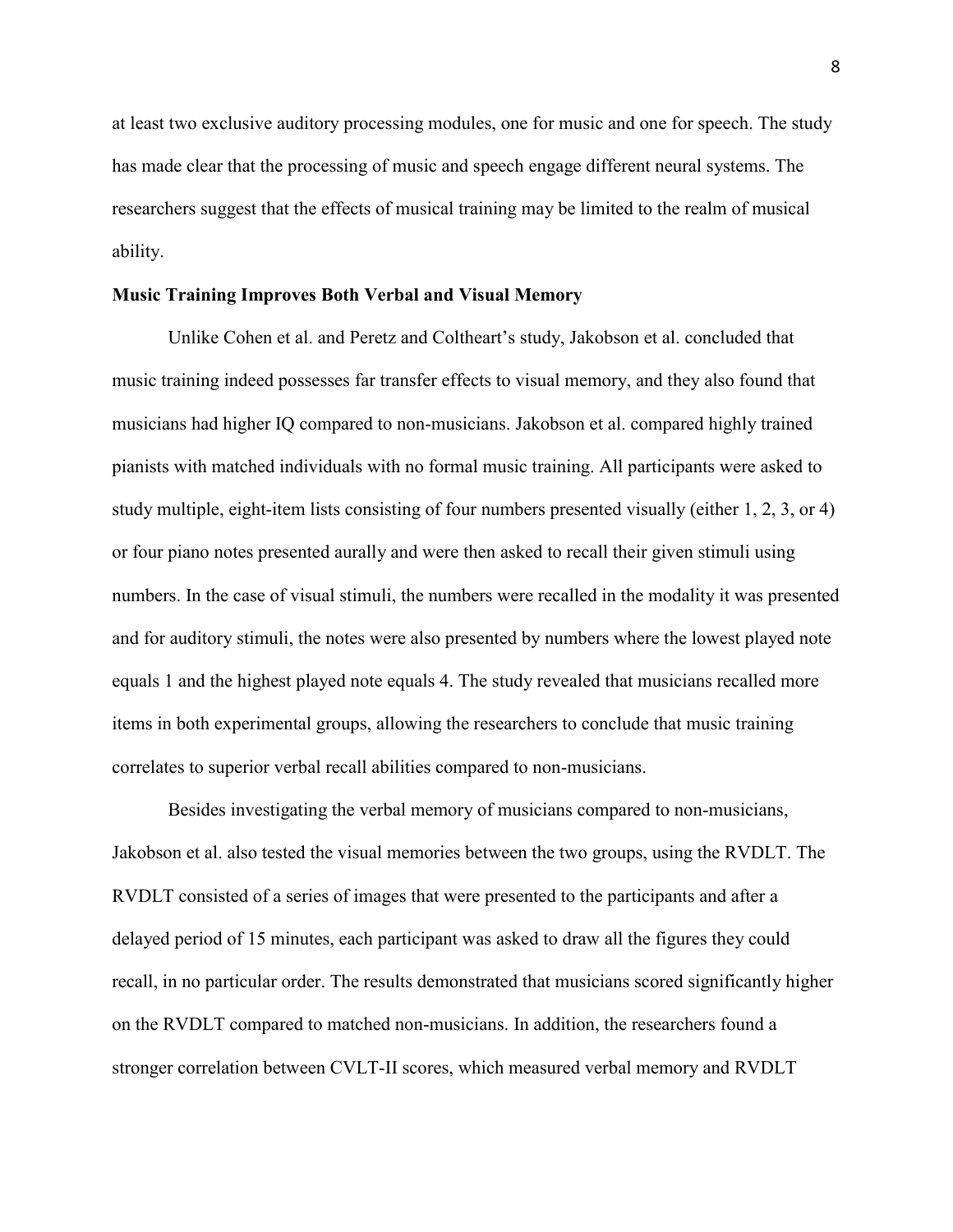at least two exclusive auditory processing modules, one for music and one for speech. The study has made clear that the processing of music and speech engage different neural systems. The researchers suggest that the effects of musical training may be limited to the realm of musical ability.

**Music Training Improves Both Verbal and Visual Memory**

Unlike Cohen et al. and Peretz and Coltheart's study, Jakobson et al. concluded that music training indeed possesses far transfer effects to visual memory, and they also found that musicians had higher IQ compared to non-musicians. Jakobson et al. compared highly trained pianists with matched individuals with no formal music training. All participants were asked to study multiple, eight-item lists consisting of four numbers presented visually (either 1, 2, 3, or 4) or four piano notes presented aurally and were then asked to recall their given stimuli using numbers. In the case of visual stimuli, the numbers were recalled in the modality it was presented and for auditory stimuli, the notes were also presented by numbers where the lowest played note equals 1 and the highest played note equals 4. The study revealed that musicians recalled more items in both experimental groups, allowing the researchers to conclude that music training correlates to superior verbal recall abilities compared to non-musicians.

Besides investigating the verbal memory of musicians compared to non-musicians, Jakobson et al. also tested the visual memories between the two groups, using the RVDLT. The RVDLT consisted of a series of images that were presented to the participants and after a delayed period of 15 minutes, each participant was asked to draw all the figures they could recall, in no particular order. The results demonstrated that musicians scored significantly higher on the RVDLT compared to matched non-musicians. In addition, the researchers found a stronger correlation between CVLT-II scores, which measured verbal memory and RVDLT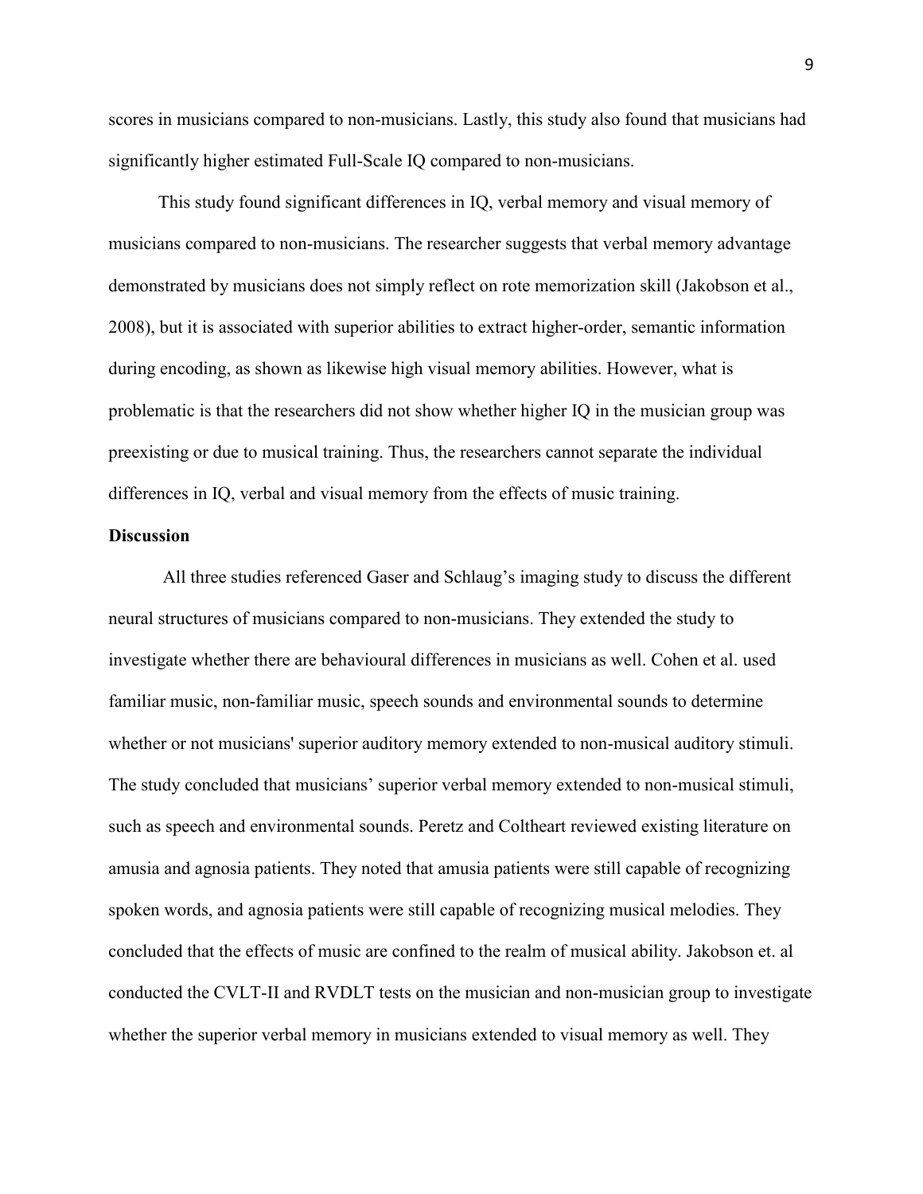scores in musicians compared to non-musicians. Lastly, this study also found that musicians had significantly higher estimated Full-Scale IQ compared to non-musicians.

This study found significant differences in IQ, verbal memory and visual memory of musicians compared to non-musicians. The researcher suggests that verbal memory advantage demonstrated by musicians does not simply reflect on rote memorization skill (Jakobson et al., 2008), but it is associated with superior abilities to extract higher-order, semantic information during encoding, as shown as likewise high visual memory abilities. However, what is problematic is that the researchers did not show whether higher IQ in the musician group was preexisting or due to musical training. Thus, the researchers cannot separate the individual differences in IQ, verbal and visual memory from the effects of music training.

**Discussion**

All three studies referenced Gaser and Schlaug's imaging study to discuss the different neural structures of musicians compared to non-musicians. They extended the study to investigate whether there are behavioural differences in musicians as well. Cohen et al. used familiar music, non-familiar music, speech sounds and environmental sounds to determine whether or not musicians' superior auditory memory extended to non-musical auditory stimuli. The study concluded that musicians' superior verbal memory extended to non-musical stimuli, such as speech and environmental sounds. Peretz and Coltheart reviewed existing literature on amusia and agnosia patients. They noted that amusia patients were still capable of recognizing spoken words, and agnosia patients were still capable of recognizing musical melodies. They concluded that the effects of music are confined to the realm of musical ability. Jakobson et. al conducted the CVLT-II and RVDLT tests on the musician and non-musician group to investigate whether the superior verbal memory in musicians extended to visual memory as well. They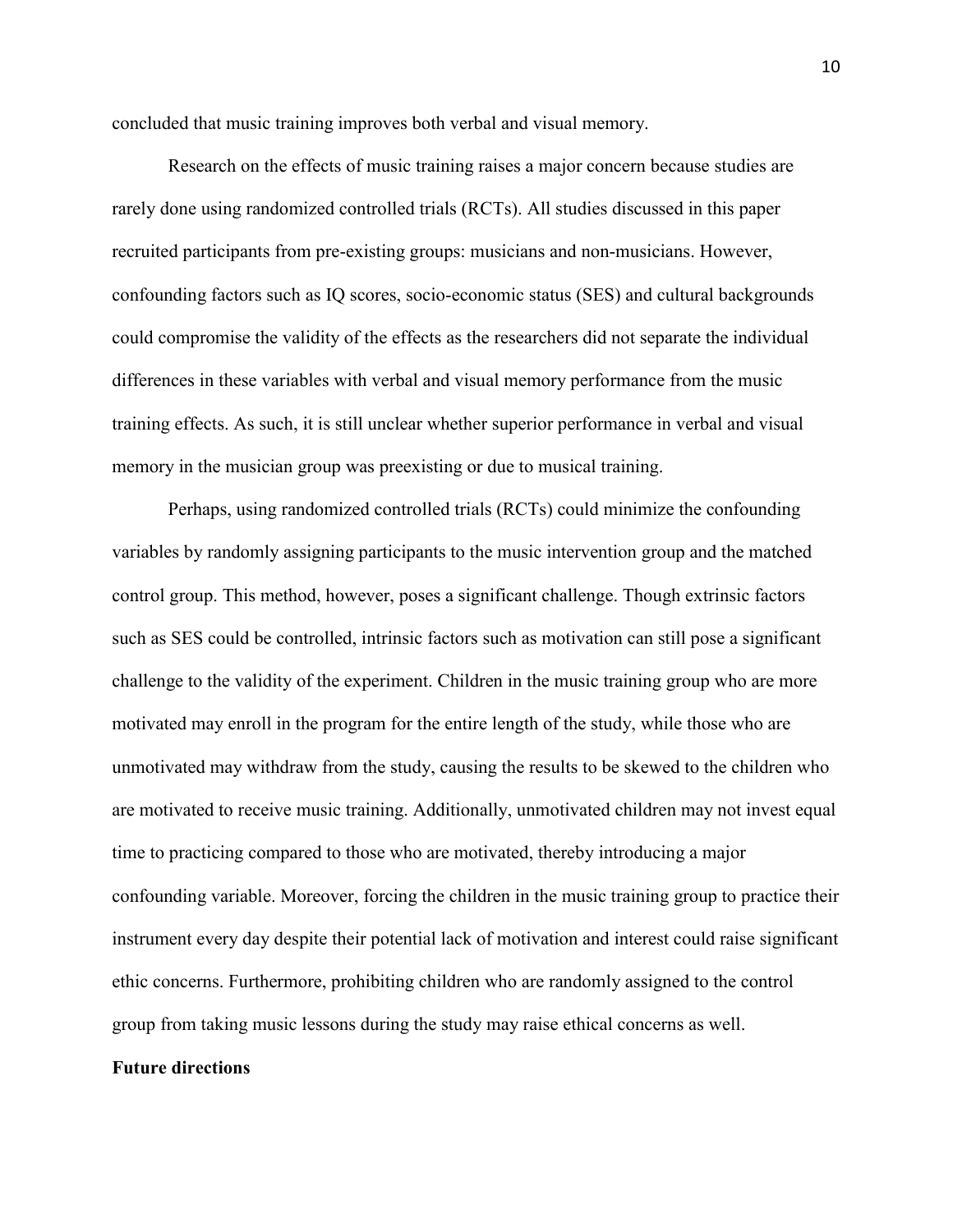concluded that music training improves both verbal and visual memory.

Research on the effects of music training raises a major concern because studies are rarely done using randomized controlled trials (RCTs). All studies discussed in this paper recruited participants from pre-existing groups: musicians and non-musicians. However, confounding factors such as IQ scores, socio-economic status (SES) and cultural backgrounds could compromise the validity of the effects as the researchers did not separate the individual differences in these variables with verbal and visual memory performance from the music training effects. As such, it is still unclear whether superior performance in verbal and visual memory in the musician group was preexisting or due to musical training.

Perhaps, using randomized controlled trials (RCTs) could minimize the confounding variables by randomly assigning participants to the music intervention group and the matched control group. This method, however, poses a significant challenge. Though extrinsic factors such as SES could be controlled, intrinsic factors such as motivation can still pose a significant challenge to the validity of the experiment. Children in the music training group who are more motivated may enroll in the program for the entire length of the study, while those who are unmotivated may withdraw from the study, causing the results to be skewed to the children who are motivated to receive music training. Additionally, unmotivated children may not invest equal time to practicing compared to those who are motivated, thereby introducing a major confounding variable. Moreover, forcing the children in the music training group to practice their instrument every day despite their potential lack of motivation and interest could raise significant ethic concerns. Furthermore, prohibiting children who are randomly assigned to the control group from taking music lessons during the study may raise ethical concerns as well.

**Future directions**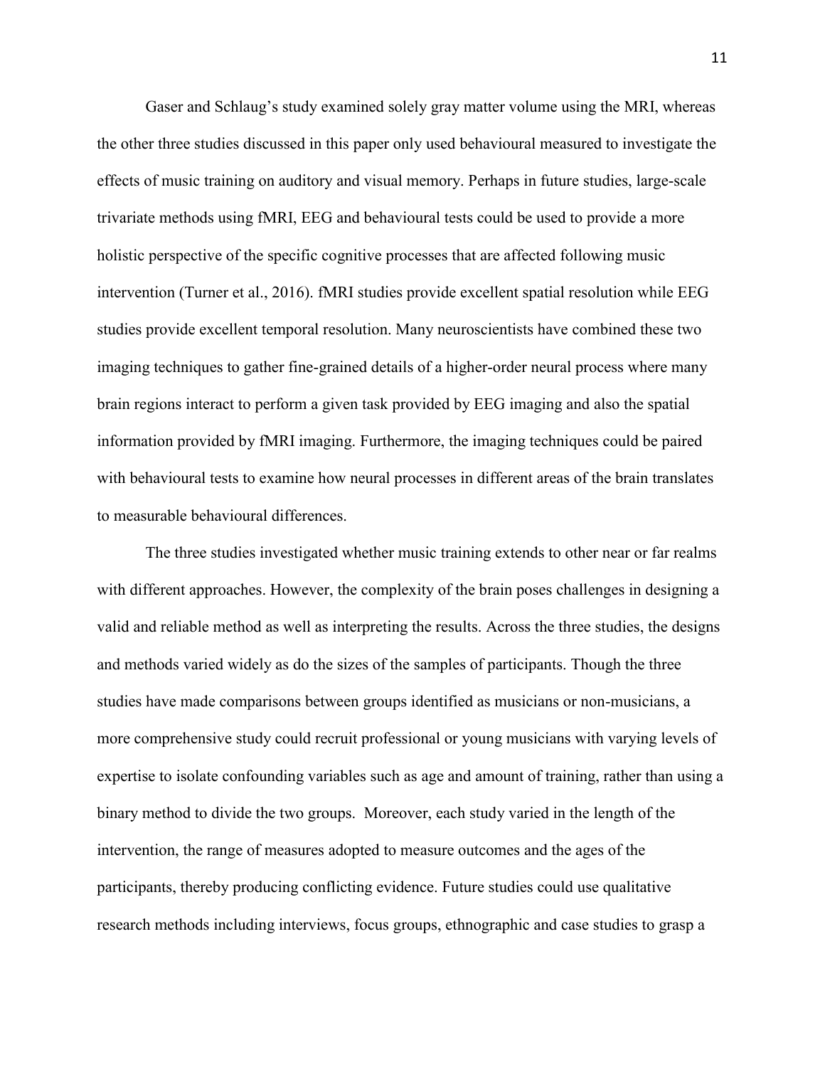Gaser and Schlaug's study examined solely gray matter volume using the MRI, whereas the other three studies discussed in this paper only used behavioural measured to investigate the effects of music training on auditory and visual memory. Perhaps in future studies, large-scale trivariate methods using fMRI, EEG and behavioural tests could be used to provide a more holistic perspective of the specific cognitive processes that are affected following music intervention (Turner et al., 2016). fMRI studies provide excellent spatial resolution while EEG studies provide excellent temporal resolution. Many neuroscientists have combined these two imaging techniques to gather fine-grained details of a higher-order neural process where many brain regions interact to perform a given task provided by EEG imaging and also the spatial information provided by fMRI imaging. Furthermore, the imaging techniques could be paired with behavioural tests to examine how neural processes in different areas of the brain translates to measurable behavioural differences.

The three studies investigated whether music training extends to other near or far realms with different approaches. However, the complexity of the brain poses challenges in designing a valid and reliable method as well as interpreting the results. Across the three studies, the designs and methods varied widely as do the sizes of the samples of participants. Though the three studies have made comparisons between groups identified as musicians or non-musicians, a more comprehensive study could recruit professional or young musicians with varying levels of expertise to isolate confounding variables such as age and amount of training, rather than using a binary method to divide the two groups. Moreover, each study varied in the length of the intervention, the range of measures adopted to measure outcomes and the ages of the participants, thereby producing conflicting evidence. Future studies could use qualitative research methods including interviews, focus groups, ethnographic and case studies to grasp a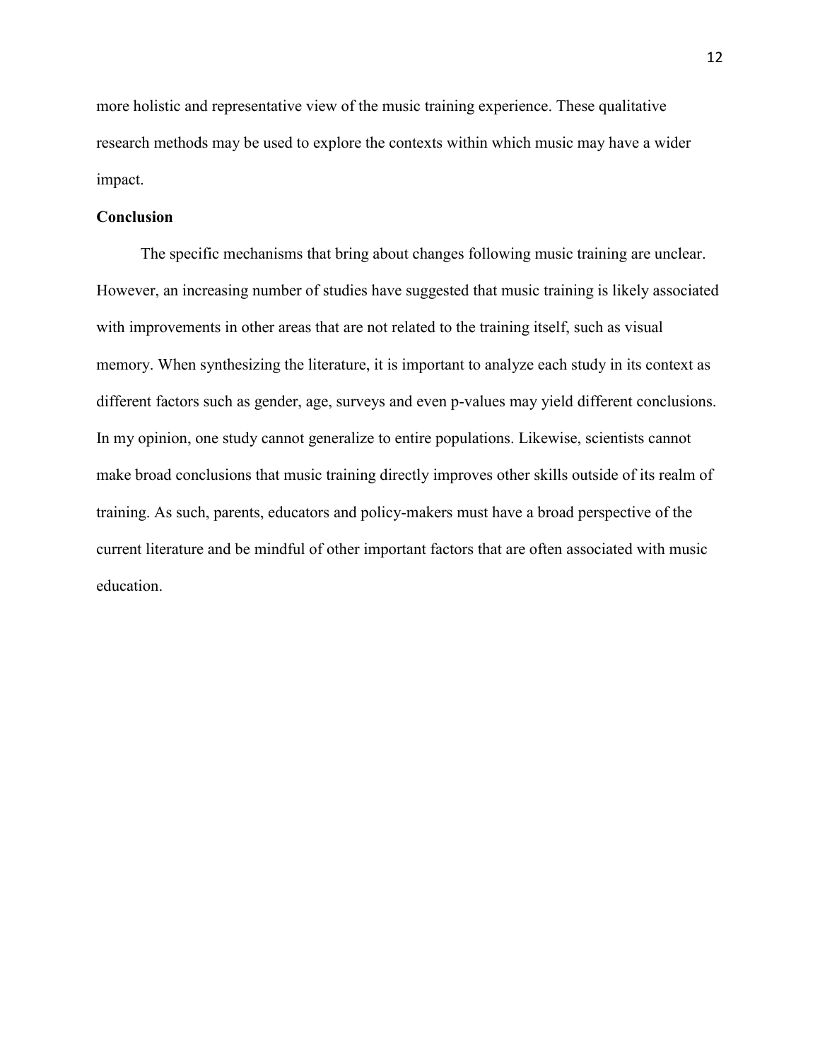more holistic and representative view of the music training experience. These qualitative research methods may be used to explore the contexts within which music may have a wider impact.

## Conclusion

The specific mechanisms that bring about changes following music training are unclear. However, an increasing number of studies have suggested that music training is likely associated with improvements in other areas that are not related to the training itself, such as visual memory. When synthesizing the literature, it is important to analyze each study in its context as different factors such as gender, age, surveys and even p-values may yield different conclusions. In my opinion, one study cannot generalize to entire populations. Likewise, scientists cannot make broad conclusions that music training directly improves other skills outside of its realm of training. As such, parents, educators and policy-makers must have a broad perspective of the current literature and be mindful of other important factors that are often associated with music education.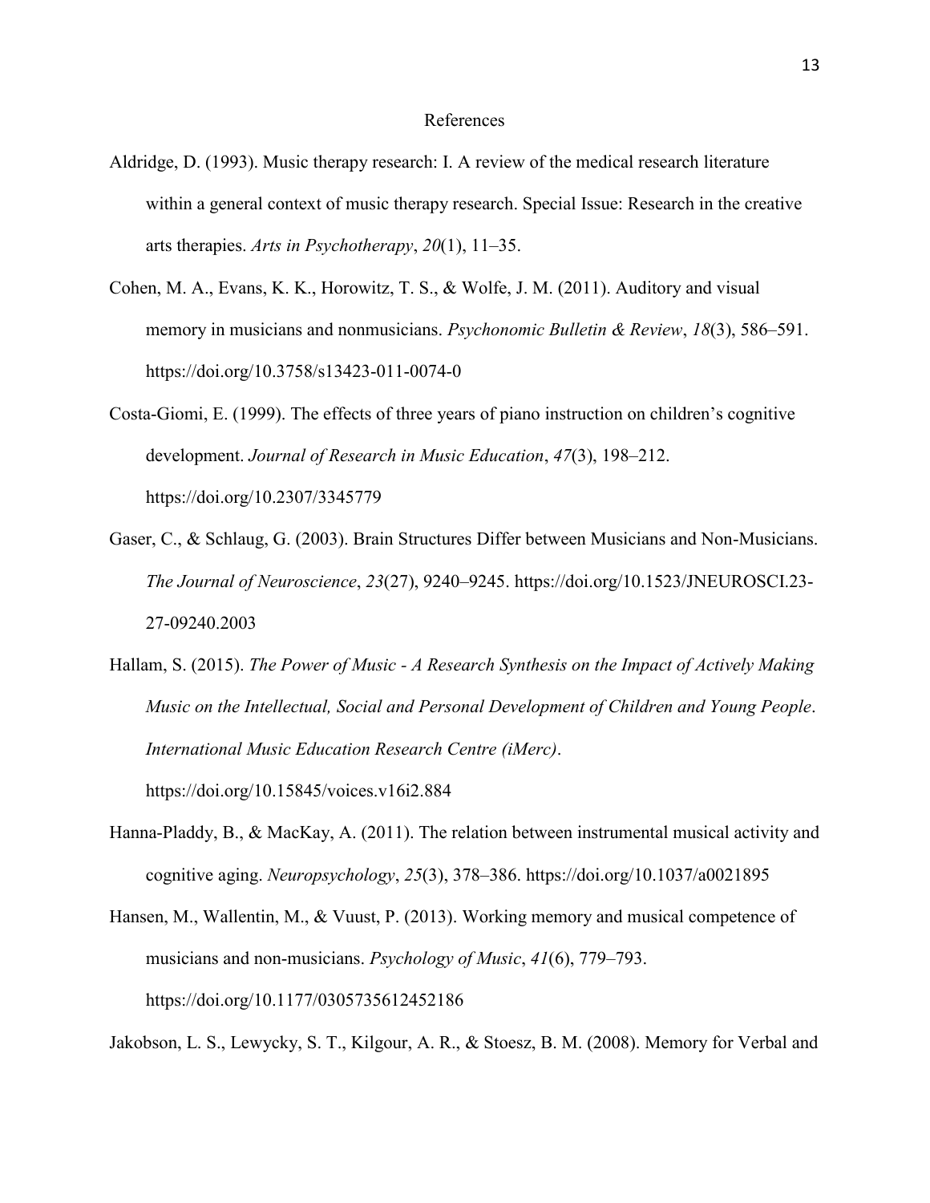# References

Aldridge, D. (1993). Music therapy research: I. A review of the medical research literature within a general context of music therapy research. Special Issue: Research in the creative arts therapies. *Arts in Psychotherapy*, *20*(1), 11–35.

Cohen, M. A., Evans, K. K., Horowitz, T. S., & Wolfe, J. M. (2011). Auditory and visual memory in musicians and nonmusicians. *Psychonomic Bulletin & Review*, *18*(3), 586–591. https://doi.org/10.3758/s13423-011-0074-0

Costa-Giomi, E. (1999). The effects of three years of piano instruction on children's cognitive development. *Journal of Research in Music Education*, *47*(3), 198–212. https://doi.org/10.2307/3345779

Gaser, C., & Schlaug, G. (2003). Brain Structures Differ between Musicians and Non-Musicians. *The Journal of Neuroscience*, *23*(27), 9240–9245. https://doi.org/10.1523/JNEUROSCI.23-27-09240.2003

Hallam, S. (2015). *The Power of Music - A Research Synthesis on the Impact of Actively Making Music on the Intellectual, Social and Personal Development of Children and Young People*. *International Music Education Research Centre (iMerc)*. https://doi.org/10.15845/voices.v16i2.884

Hanna-Pladdy, B., & MacKay, A. (2011). The relation between instrumental musical activity and cognitive aging. *Neuropsychology*, *25*(3), 378–386. https://doi.org/10.1037/a0021895

Hansen, M., Wallentin, M., & Vuust, P. (2013). Working memory and musical competence of musicians and non-musicians. *Psychology of Music*, *41*(6), 779–793. https://doi.org/10.1177/0305735612452186

Jakobson, L. S., Lewycky, S. T., Kilgour, A. R., & Stoesz, B. M. (2008). Memory for Verbal and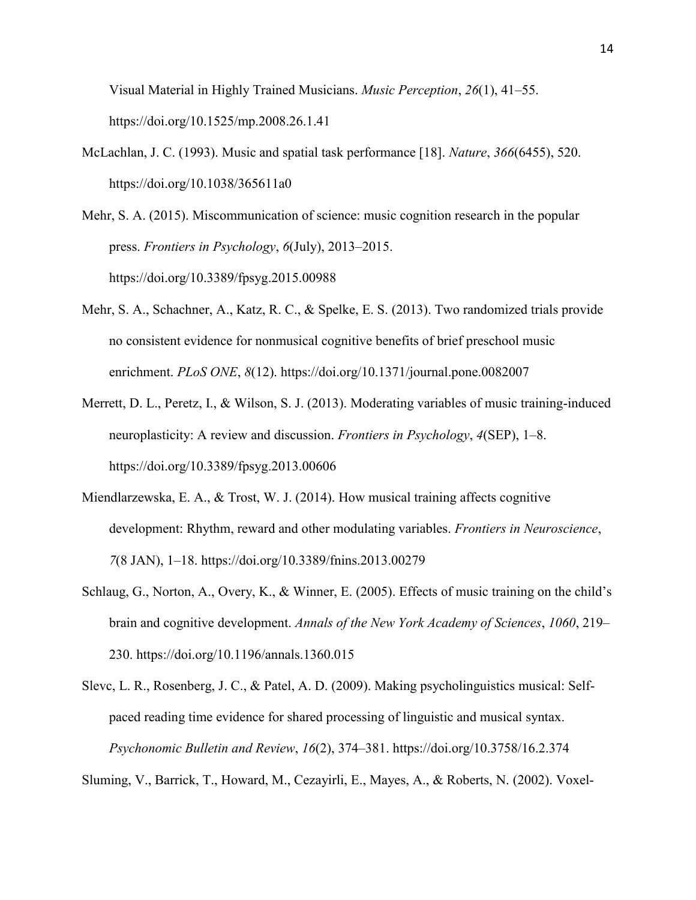Visual Material in Highly Trained Musicians. *Music Perception*, *26*(1), 41–55. https://doi.org/10.1525/mp.2008.26.1.41

McLachlan, J. C. (1993). Music and spatial task performance [18]. *Nature*, *366*(6455), 520. https://doi.org/10.1038/365611a0

Mehr, S. A. (2015). Miscommunication of science: music cognition research in the popular press. *Frontiers in Psychology*, *6*(July), 2013–2015. https://doi.org/10.3389/fpsyg.2015.00988

Mehr, S. A., Schachner, A., Katz, R. C., & Spelke, E. S. (2013). Two randomized trials provide no consistent evidence for nonmusical cognitive benefits of brief preschool music enrichment. *PLoS ONE*, *8*(12). https://doi.org/10.1371/journal.pone.0082007

Merrett, D. L., Peretz, I., & Wilson, S. J. (2013). Moderating variables of music training-induced neuroplasticity: A review and discussion. *Frontiers in Psychology*, *4*(SEP), 1–8. https://doi.org/10.3389/fpsyg.2013.00606

Miendlarzewska, E. A., & Trost, W. J. (2014). How musical training affects cognitive development: Rhythm, reward and other modulating variables. *Frontiers in Neuroscience*, *7*(8 JAN), 1–18. https://doi.org/10.3389/fnins.2013.00279

Schlaug, G., Norton, A., Overy, K., & Winner, E. (2005). Effects of music training on the child's brain and cognitive development. *Annals of the New York Academy of Sciences*, *1060*, 219–230. https://doi.org/10.1196/annals.1360.015

Slevc, L. R., Rosenberg, J. C., & Patel, A. D. (2009). Making psycholinguistics musical: Self-paced reading time evidence for shared processing of linguistic and musical syntax. *Psychonomic Bulletin and Review*, *16*(2), 374–381. https://doi.org/10.3758/16.2.374

Sluming, V., Barrick, T., Howard, M., Cezayirli, E., Mayes, A., & Roberts, N. (2002). Voxel-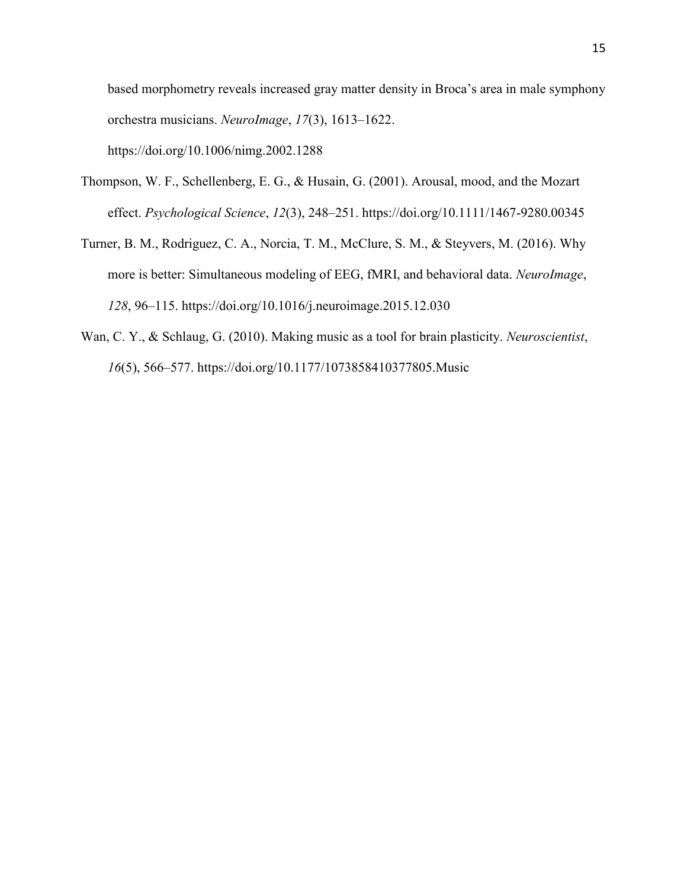based morphometry reveals increased gray matter density in Broca's area in male symphony orchestra musicians. *NeuroImage*, *17*(3), 1613–1622. https://doi.org/10.1006/nimg.2002.1288

Thompson, W. F., Schellenberg, E. G., & Husain, G. (2001). Arousal, mood, and the Mozart effect. *Psychological Science*, *12*(3), 248–251. https://doi.org/10.1111/1467-9280.00345

Turner, B. M., Rodriguez, C. A., Norcia, T. M., McClure, S. M., & Steyvers, M. (2016). Why more is better: Simultaneous modeling of EEG, fMRI, and behavioral data. *NeuroImage*, *128*, 96–115. https://doi.org/10.1016/j.neuroimage.2015.12.030

Wan, C. Y., & Schlaug, G. (2010). Making music as a tool for brain plasticity. *Neuroscientist*, *16*(5), 566–577. https://doi.org/10.1177/1073858410377805.Music